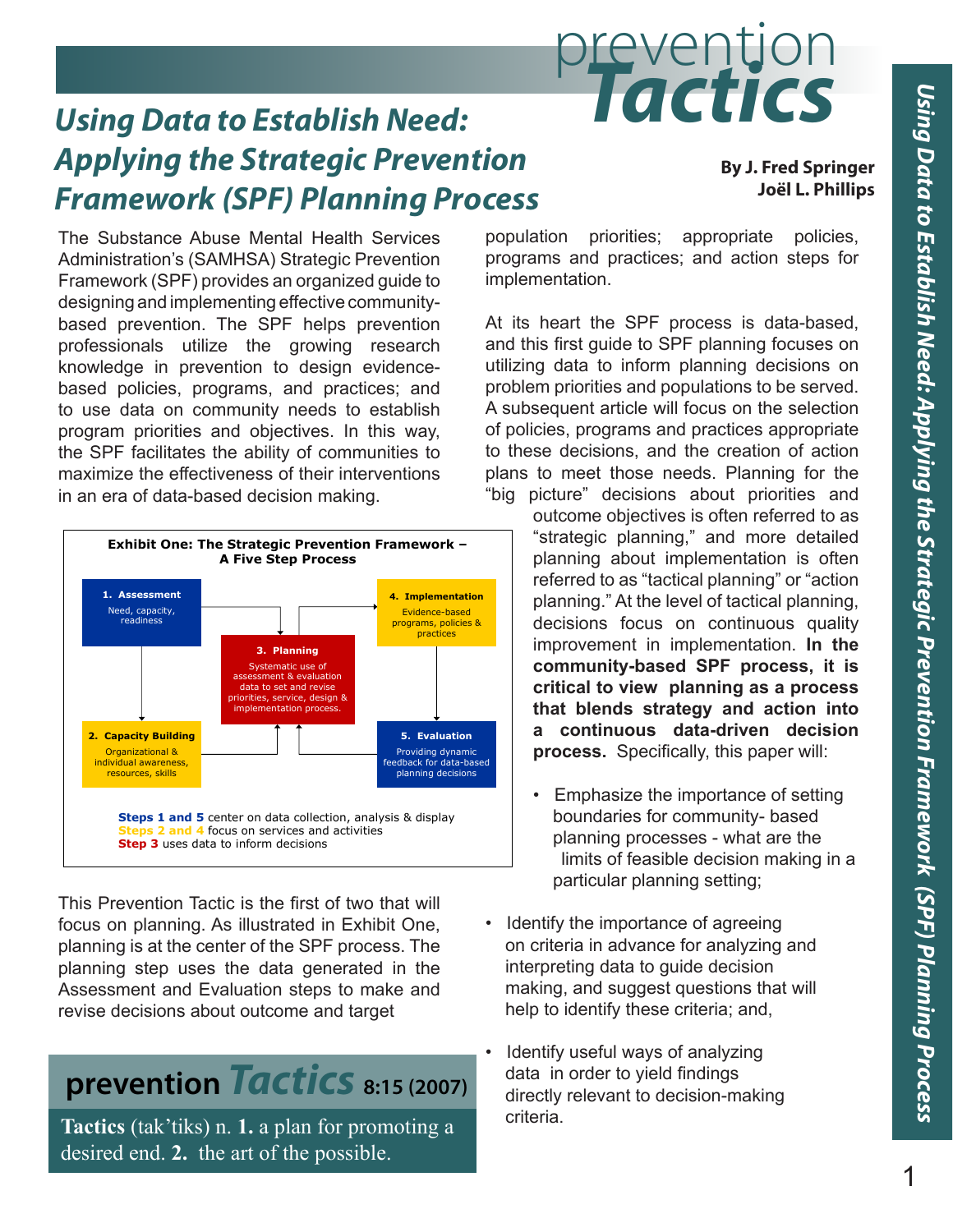# prevention *Tactics*

## *Using Data to Establish Need: Applying the Strategic Prevention Framework (SPF) Planning Process*

**By J. Fred Springer**
**Joël L. Phillips**

The Substance Abuse Mental Health Services Administration's (SAMHSA) Strategic Prevention Framework (SPF) provides an organized guide to designing and implementing effective community-based prevention. The SPF helps prevention professionals utilize the growing research knowledge in prevention to design evidence-based policies, programs, and practices; and to use data on community needs to establish program priorities and objectives. In this way, the SPF facilitates the ability of communities to maximize the effectiveness of their interventions in an era of data-based decision making.

**Exhibit One: The Strategic Prevention Framework – A Five Step Process**

- **1. Assessment** — Need, capacity, readiness
- **2. Capacity Building** — Organizational & individual awareness, resources, skills
- **3. Planning** — Systematic use of assessment & evaluation data to set and revise priorities, service, design & implementation process.
- **4. Implementation** — Evidence-based programs, policies & practices
- **5. Evaluation** — Providing dynamic feedback for data-based planning decisions

**Steps 1 and 5** center on data collection, analysis & display
**Steps 2 and 4** focus on services and activities
**Step 3** uses data to inform decisions

This Prevention Tactic is the first of two that will focus on planning. As illustrated in Exhibit One, planning is at the center of the SPF process. The planning step uses the data generated in the Assessment and Evaluation steps to make and revise decisions about outcome and target population priorities; appropriate policies, programs and practices; and action steps for implementation.

At its heart the SPF process is data-based, and this first guide to SPF planning focuses on utilizing data to inform planning decisions on problem priorities and populations to be served. A subsequent article will focus on the selection of policies, programs and practices appropriate to these decisions, and the creation of action plans to meet those needs. Planning for the "big picture" decisions about priorities and outcome objectives is often referred to as "strategic planning," and more detailed planning about implementation is often referred to as "tactical planning" or "action planning." At the level of tactical planning, decisions focus on continuous quality improvement in implementation. **In the community-based SPF process, it is critical to view planning as a process that blends strategy and action into a continuous data-driven decision process.** Specifically, this paper will:

- Emphasize the importance of setting boundaries for community- based planning processes - what are the limits of feasible decision making in a particular planning setting;
- Identify the importance of agreeing on criteria in advance for analyzing and interpreting data to guide decision making, and suggest questions that will help to identify these criteria; and,
- Identify useful ways of analyzing data in order to yield findings directly relevant to decision-making criteria.

**prevention *Tactics* 8:15 (2007)**

**Tactics** (tak'tiks) n. **1.** a plan for promoting a desired end. **2.** the art of the possible.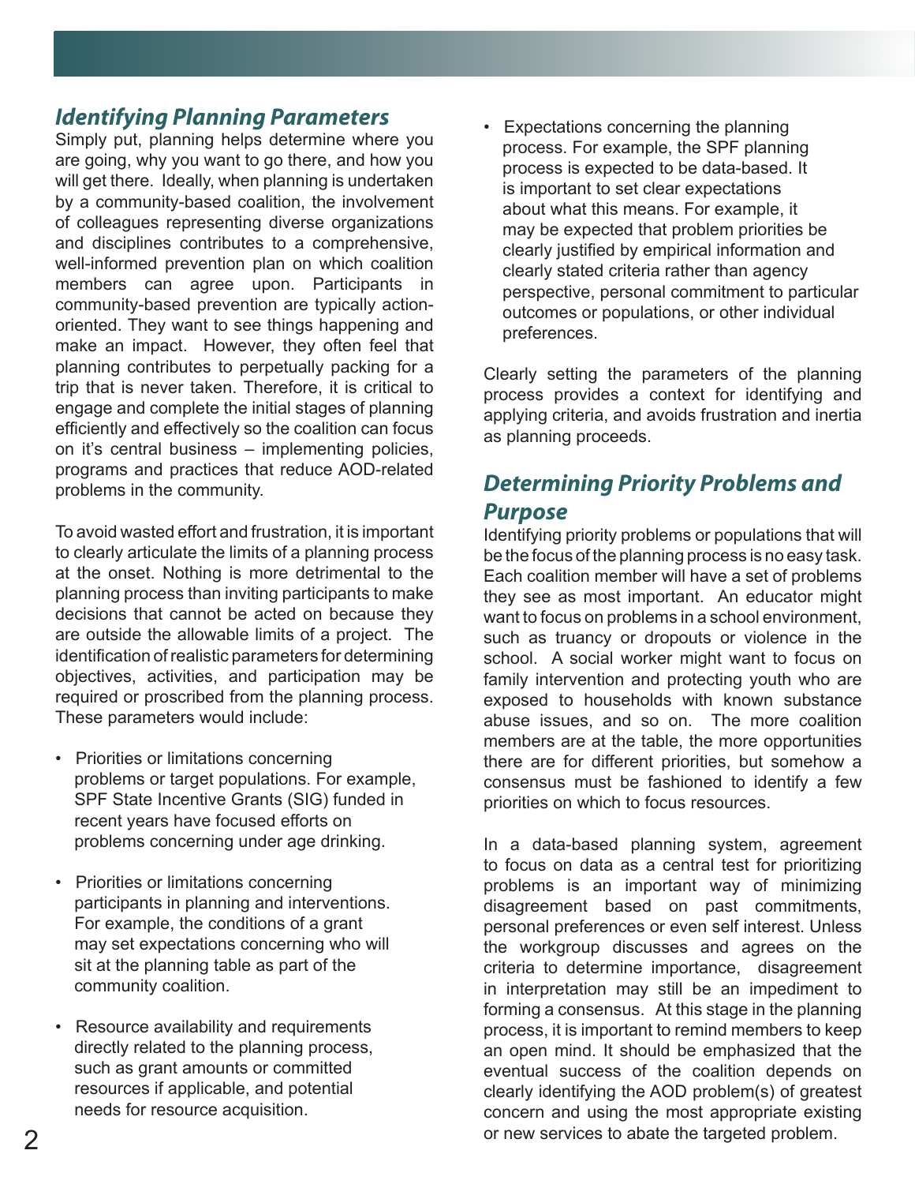## *Identifying Planning Parameters*

Simply put, planning helps determine where you are going, why you want to go there, and how you will get there. Ideally, when planning is undertaken by a community-based coalition, the involvement of colleagues representing diverse organizations and disciplines contributes to a comprehensive, well-informed prevention plan on which coalition members can agree upon. Participants in community-based prevention are typically action-oriented. They want to see things happening and make an impact. However, they often feel that planning contributes to perpetually packing for a trip that is never taken. Therefore, it is critical to engage and complete the initial stages of planning efficiently and effectively so the coalition can focus on it's central business – implementing policies, programs and practices that reduce AOD-related problems in the community.

To avoid wasted effort and frustration, it is important to clearly articulate the limits of a planning process at the onset. Nothing is more detrimental to the planning process than inviting participants to make decisions that cannot be acted on because they are outside the allowable limits of a project. The identification of realistic parameters for determining objectives, activities, and participation may be required or proscribed from the planning process. These parameters would include:

- Priorities or limitations concerning problems or target populations. For example, SPF State Incentive Grants (SIG) funded in recent years have focused efforts on problems concerning under age drinking.
- Priorities or limitations concerning participants in planning and interventions. For example, the conditions of a grant may set expectations concerning who will sit at the planning table as part of the community coalition.
- Resource availability and requirements directly related to the planning process, such as grant amounts or committed resources if applicable, and potential needs for resource acquisition.
- Expectations concerning the planning process. For example, the SPF planning process is expected to be data-based. It is important to set clear expectations about what this means. For example, it may be expected that problem priorities be clearly justified by empirical information and clearly stated criteria rather than agency perspective, personal commitment to particular outcomes or populations, or other individual preferences.

Clearly setting the parameters of the planning process provides a context for identifying and applying criteria, and avoids frustration and inertia as planning proceeds.

## *Determining Priority Problems and Purpose*

Identifying priority problems or populations that will be the focus of the planning process is no easy task. Each coalition member will have a set of problems they see as most important. An educator might want to focus on problems in a school environment, such as truancy or dropouts or violence in the school. A social worker might want to focus on family intervention and protecting youth who are exposed to households with known substance abuse issues, and so on. The more coalition members are at the table, the more opportunities there are for different priorities, but somehow a consensus must be fashioned to identify a few priorities on which to focus resources.

In a data-based planning system, agreement to focus on data as a central test for prioritizing problems is an important way of minimizing disagreement based on past commitments, personal preferences or even self interest. Unless the workgroup discusses and agrees on the criteria to determine importance, disagreement in interpretation may still be an impediment to forming a consensus. At this stage in the planning process, it is important to remind members to keep an open mind. It should be emphasized that the eventual success of the coalition depends on clearly identifying the AOD problem(s) of greatest concern and using the most appropriate existing or new services to abate the targeted problem.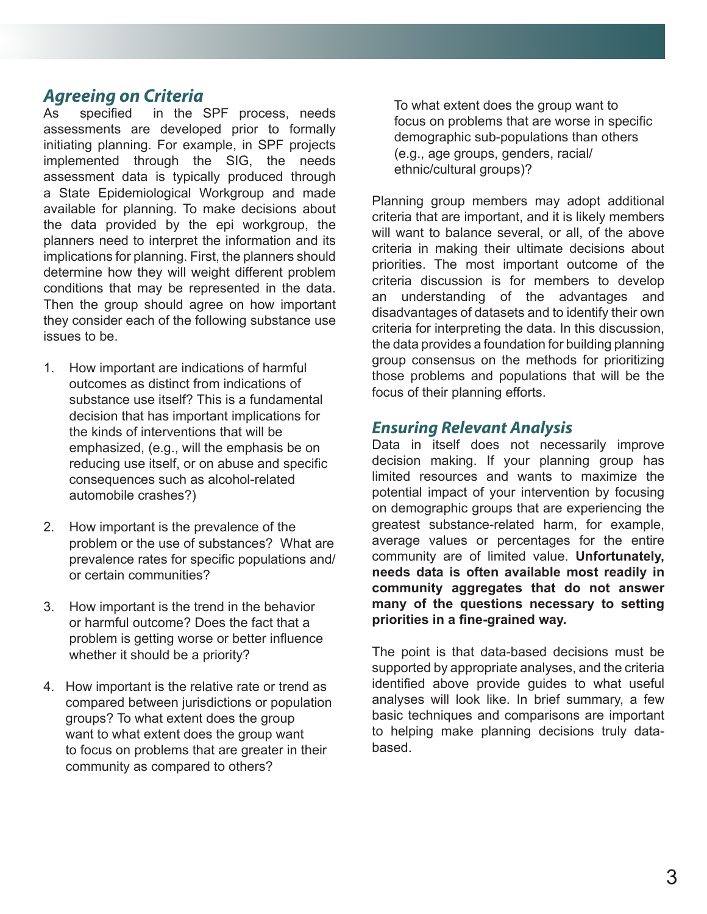## *Agreeing on Criteria*

As specified in the SPF process, needs assessments are developed prior to formally initiating planning. For example, in SPF projects implemented through the SIG, the needs assessment data is typically produced through a State Epidemiological Workgroup and made available for planning. To make decisions about the data provided by the epi workgroup, the planners need to interpret the information and its implications for planning. First, the planners should determine how they will weight different problem conditions that may be represented in the data. Then the group should agree on how important they consider each of the following substance use issues to be.

1. How important are indications of harmful outcomes as distinct from indications of substance use itself? This is a fundamental decision that has important implications for the kinds of interventions that will be emphasized, (e.g., will the emphasis be on reducing use itself, or on abuse and specific consequences such as alcohol-related automobile crashes?)

2. How important is the prevalence of the problem or the use of substances? What are prevalence rates for specific populations and/or certain communities?

3. How important is the trend in the behavior or harmful outcome? Does the fact that a problem is getting worse or better influence whether it should be a priority?

4. How important is the relative rate or trend as compared between jurisdictions or population groups? To what extent does the group want to what extent does the group want to focus on problems that are greater in their community as compared to others?

   To what extent does the group want to focus on problems that are worse in specific demographic sub-populations than others (e.g., age groups, genders, racial/ethnic/cultural groups)?

Planning group members may adopt additional criteria that are important, and it is likely members will want to balance several, or all, of the above criteria in making their ultimate decisions about priorities. The most important outcome of the criteria discussion is for members to develop an understanding of the advantages and disadvantages of datasets and to identify their own criteria for interpreting the data. In this discussion, the data provides a foundation for building planning group consensus on the methods for prioritizing those problems and populations that will be the focus of their planning efforts.

## *Ensuring Relevant Analysis*

Data in itself does not necessarily improve decision making. If your planning group has limited resources and wants to maximize the potential impact of your intervention by focusing on demographic groups that are experiencing the greatest substance-related harm, for example, average values or percentages for the entire community are of limited value. **Unfortunately, needs data is often available most readily in community aggregates that do not answer many of the questions necessary to setting priorities in a fine-grained way.**

The point is that data-based decisions must be supported by appropriate analyses, and the criteria identified above provide guides to what useful analyses will look like. In brief summary, a few basic techniques and comparisons are important to helping make planning decisions truly data-based.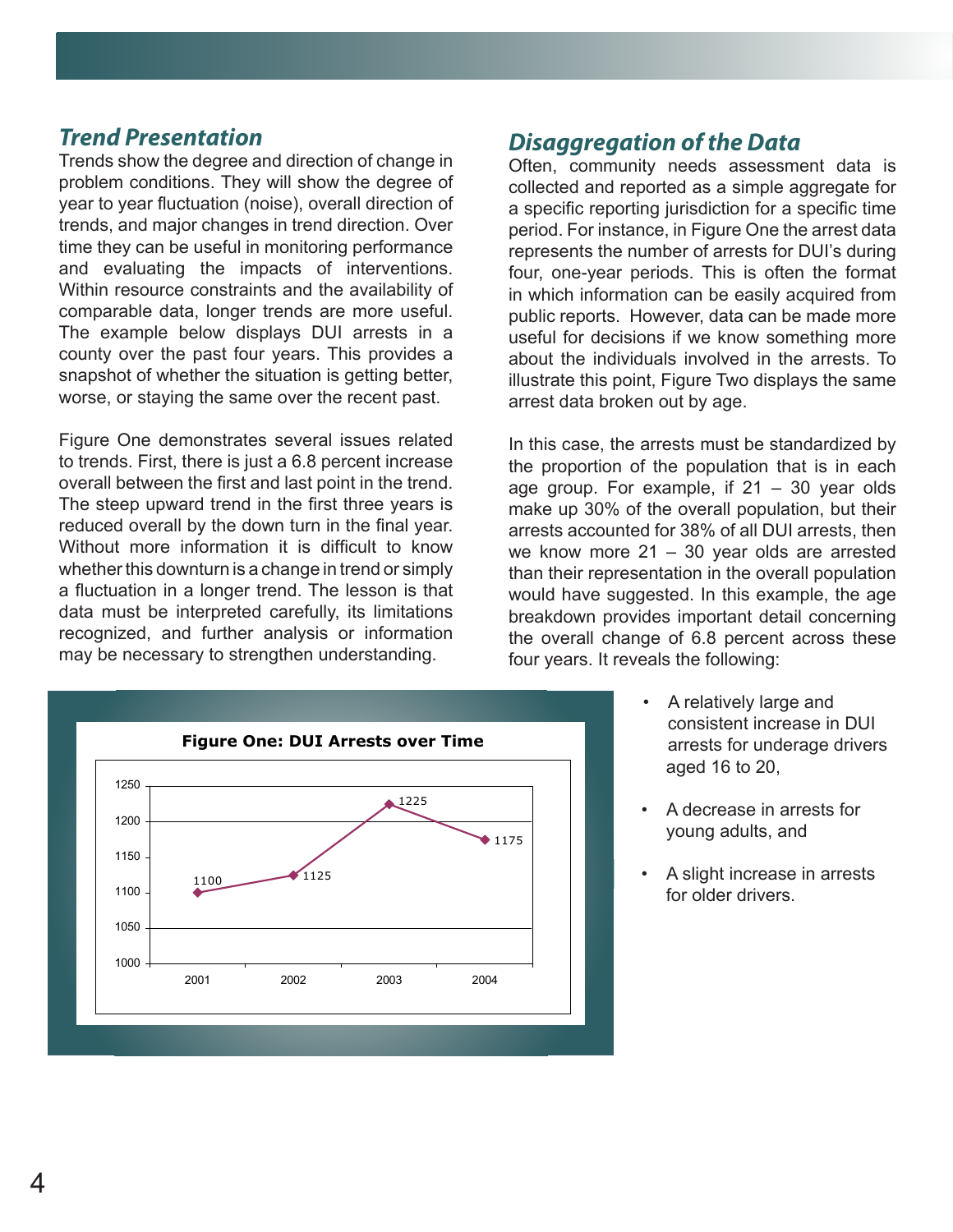## Trend Presentation

Trends show the degree and direction of change in problem conditions. They will show the degree of year to year fluctuation (noise), overall direction of trends, and major changes in trend direction. Over time they can be useful in monitoring performance and evaluating the impacts of interventions. Within resource constraints and the availability of comparable data, longer trends are more useful. The example below displays DUI arrests in a county over the past four years. This provides a snapshot of whether the situation is getting better, worse, or staying the same over the recent past.

Figure One demonstrates several issues related to trends. First, there is just a 6.8 percent increase overall between the first and last point in the trend. The steep upward trend in the first three years is reduced overall by the down turn in the final year. Without more information it is difficult to know whether this downturn is a change in trend or simply a fluctuation in a longer trend. The lesson is that data must be interpreted carefully, its limitations recognized, and further analysis or information may be necessary to strengthen understanding.

**Figure One: DUI Arrests over Time**

| Year | DUI Arrests |
|---|---|
| 2001 | 1100 |
| 2002 | 1125 |
| 2003 | 1225 |
| 2004 | 1175 |

## Disaggregation of the Data

Often, community needs assessment data is collected and reported as a simple aggregate for a specific reporting jurisdiction for a specific time period. For instance, in Figure One the arrest data represents the number of arrests for DUI's during four, one-year periods. This is often the format in which information can be easily acquired from public reports. However, data can be made more useful for decisions if we know something more about the individuals involved in the arrests. To illustrate this point, Figure Two displays the same arrest data broken out by age.

In this case, the arrests must be standardized by the proportion of the population that is in each age group. For example, if 21 – 30 year olds make up 30% of the overall population, but their arrests accounted for 38% of all DUI arrests, then we know more 21 – 30 year olds are arrested than their representation in the overall population would have suggested. In this example, the age breakdown provides important detail concerning the overall change of 6.8 percent across these four years. It reveals the following:

- A relatively large and consistent increase in DUI arrests for underage drivers aged 16 to 20,
- A decrease in arrests for young adults, and
- A slight increase in arrests for older drivers.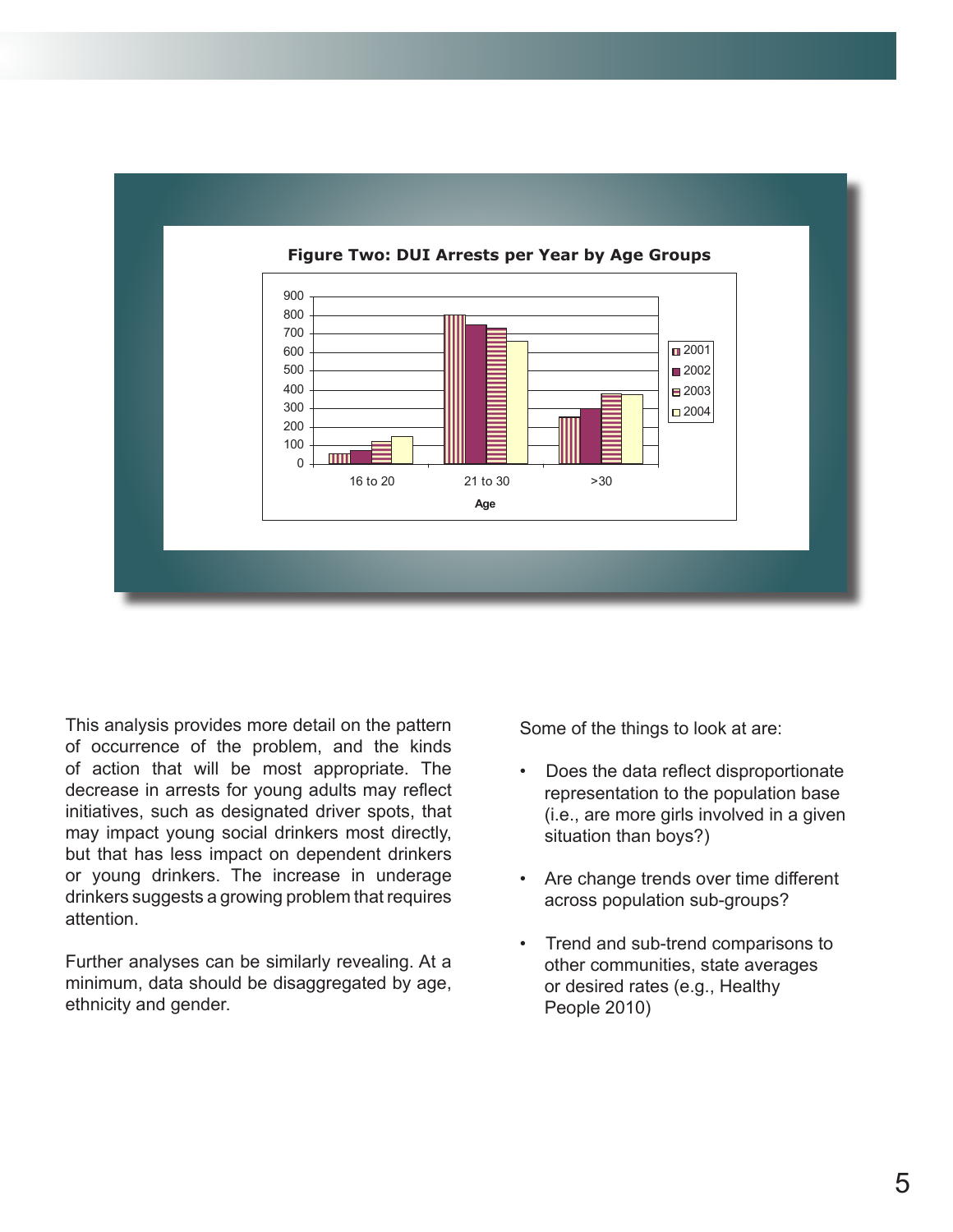**Figure Two: DUI Arrests per Year by Age Groups**

This analysis provides more detail on the pattern of occurrence of the problem, and the kinds of action that will be most appropriate. The decrease in arrests for young adults may reflect initiatives, such as designated driver spots, that may impact young social drinkers most directly, but that has less impact on dependent drinkers or young drinkers. The increase in underage drinkers suggests a growing problem that requires attention.

Further analyses can be similarly revealing. At a minimum, data should be disaggregated by age, ethnicity and gender.

Some of the things to look at are:

- Does the data reflect disproportionate representation to the population base (i.e., are more girls involved in a given situation than boys?)
- Are change trends over time different across population sub-groups?
- Trend and sub-trend comparisons to other communities, state averages or desired rates (e.g., Healthy People 2010)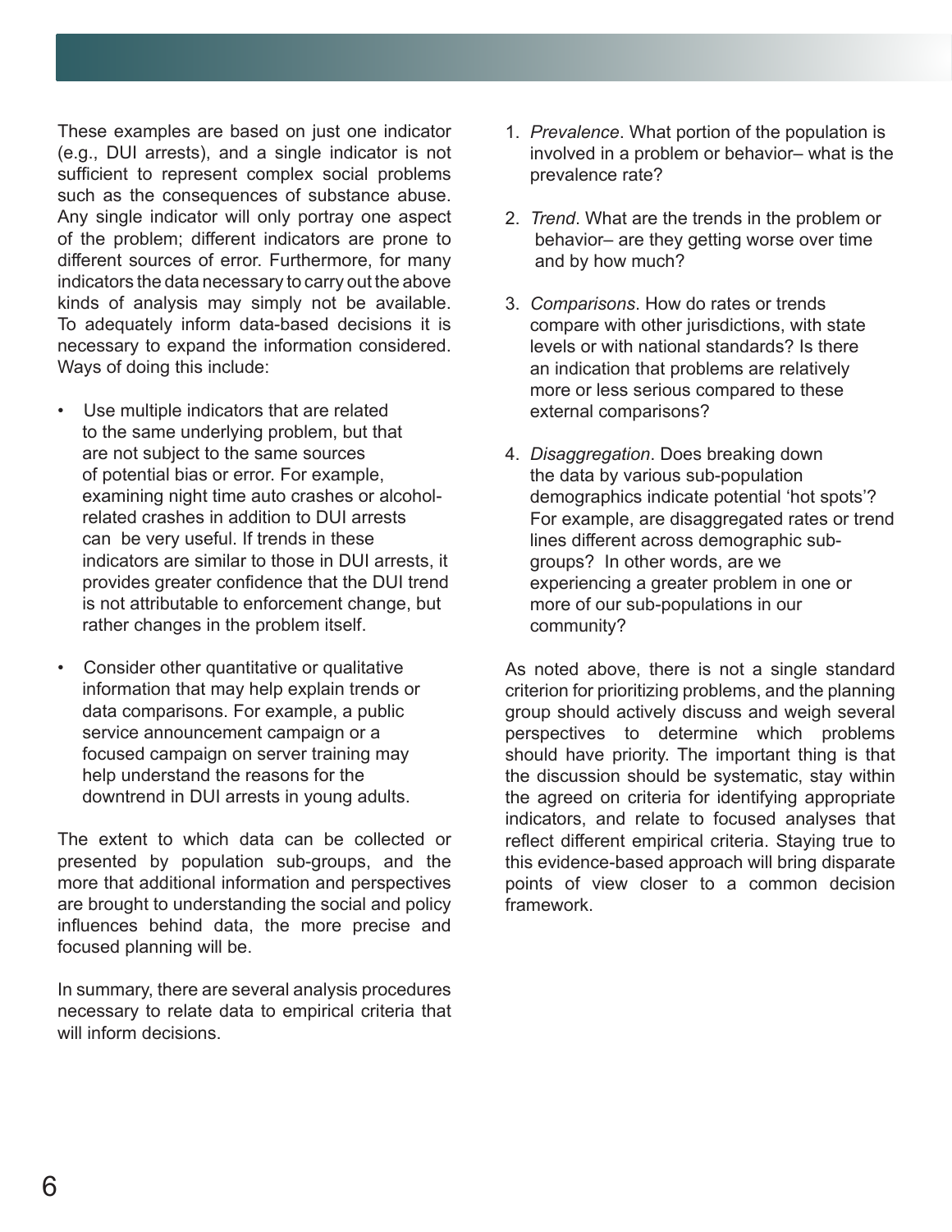These examples are based on just one indicator (e.g., DUI arrests), and a single indicator is not sufficient to represent complex social problems such as the consequences of substance abuse. Any single indicator will only portray one aspect of the problem; different indicators are prone to different sources of error. Furthermore, for many indicators the data necessary to carry out the above kinds of analysis may simply not be available. To adequately inform data-based decisions it is necessary to expand the information considered. Ways of doing this include:

- Use multiple indicators that are related to the same underlying problem, but that are not subject to the same sources of potential bias or error. For example, examining night time auto crashes or alcohol-related crashes in addition to DUI arrests can be very useful. If trends in these indicators are similar to those in DUI arrests, it provides greater confidence that the DUI trend is not attributable to enforcement change, but rather changes in the problem itself.
- Consider other quantitative or qualitative information that may help explain trends or data comparisons. For example, a public service announcement campaign or a focused campaign on server training may help understand the reasons for the downtrend in DUI arrests in young adults.

The extent to which data can be collected or presented by population sub-groups, and the more that additional information and perspectives are brought to understanding the social and policy influences behind data, the more precise and focused planning will be.

In summary, there are several analysis procedures necessary to relate data to empirical criteria that will inform decisions.

1. *Prevalence*. What portion of the population is involved in a problem or behavior– what is the prevalence rate?
2. *Trend*. What are the trends in the problem or behavior– are they getting worse over time and by how much?
3. *Comparisons*. How do rates or trends compare with other jurisdictions, with state levels or with national standards? Is there an indication that problems are relatively more or less serious compared to these external comparisons?
4. *Disaggregation*. Does breaking down the data by various sub-population demographics indicate potential 'hot spots'? For example, are disaggregated rates or trend lines different across demographic sub-groups? In other words, are we experiencing a greater problem in one or more of our sub-populations in our community?

As noted above, there is not a single standard criterion for prioritizing problems, and the planning group should actively discuss and weigh several perspectives to determine which problems should have priority. The important thing is that the discussion should be systematic, stay within the agreed on criteria for identifying appropriate indicators, and relate to focused analyses that reflect different empirical criteria. Staying true to this evidence-based approach will bring disparate points of view closer to a common decision framework.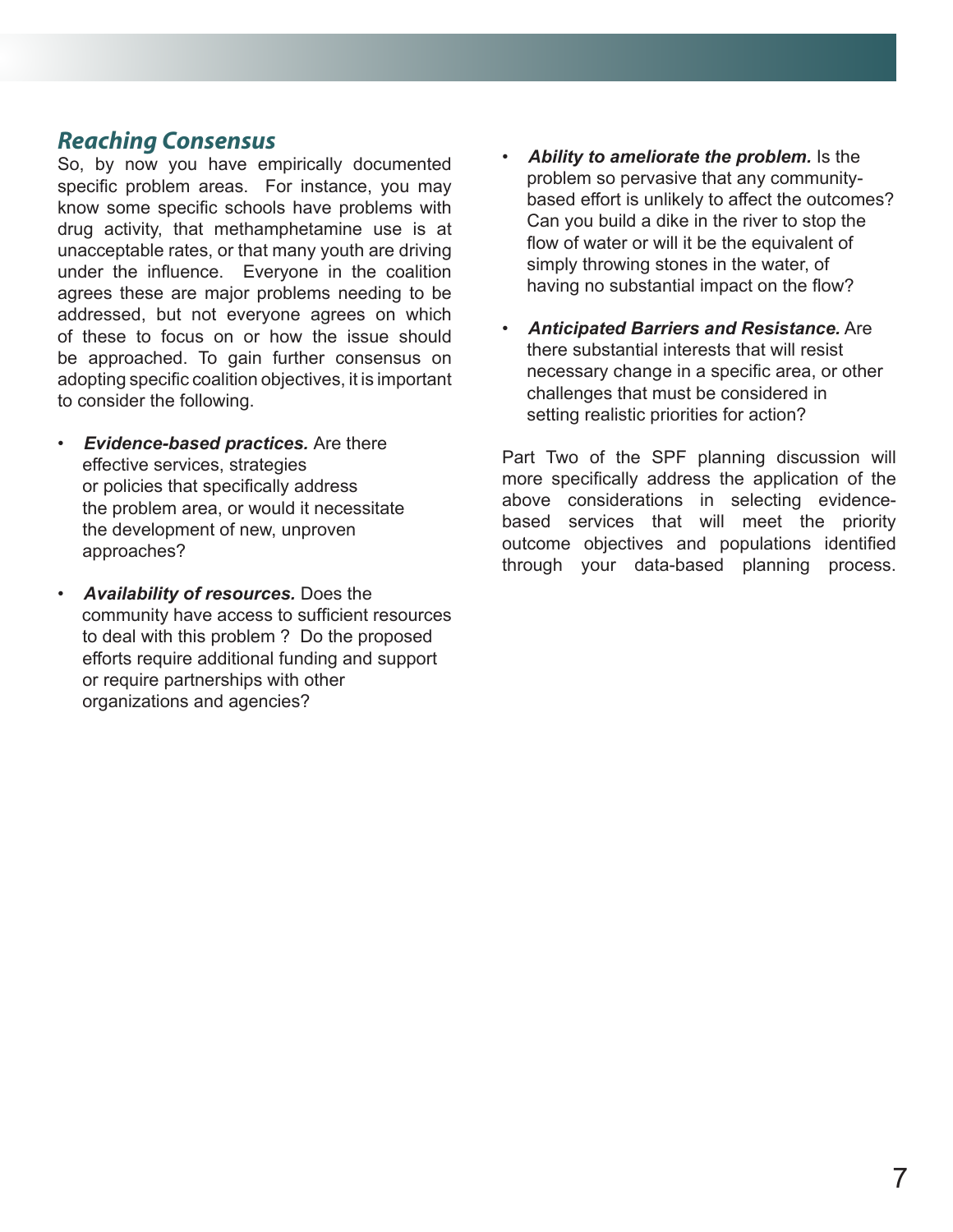## *Reaching Consensus*

So, by now you have empirically documented specific problem areas. For instance, you may know some specific schools have problems with drug activity, that methamphetamine use is at unacceptable rates, or that many youth are driving under the influence. Everyone in the coalition agrees these are major problems needing to be addressed, but not everyone agrees on which of these to focus on or how the issue should be approached. To gain further consensus on adopting specific coalition objectives, it is important to consider the following.

- ***Evidence-based practices.*** Are there effective services, strategies or policies that specifically address the problem area, or would it necessitate the development of new, unproven approaches?

- ***Availability of resources.*** Does the community have access to sufficient resources to deal with this problem ? Do the proposed efforts require additional funding and support or require partnerships with other organizations and agencies?

- ***Ability to ameliorate the problem.*** Is the problem so pervasive that any community-based effort is unlikely to affect the outcomes? Can you build a dike in the river to stop the flow of water or will it be the equivalent of simply throwing stones in the water, of having no substantial impact on the flow?

- ***Anticipated Barriers and Resistance.*** Are there substantial interests that will resist necessary change in a specific area, or other challenges that must be considered in setting realistic priorities for action?

Part Two of the SPF planning discussion will more specifically address the application of the above considerations in selecting evidence-based services that will meet the priority outcome objectives and populations identified through your data-based planning process.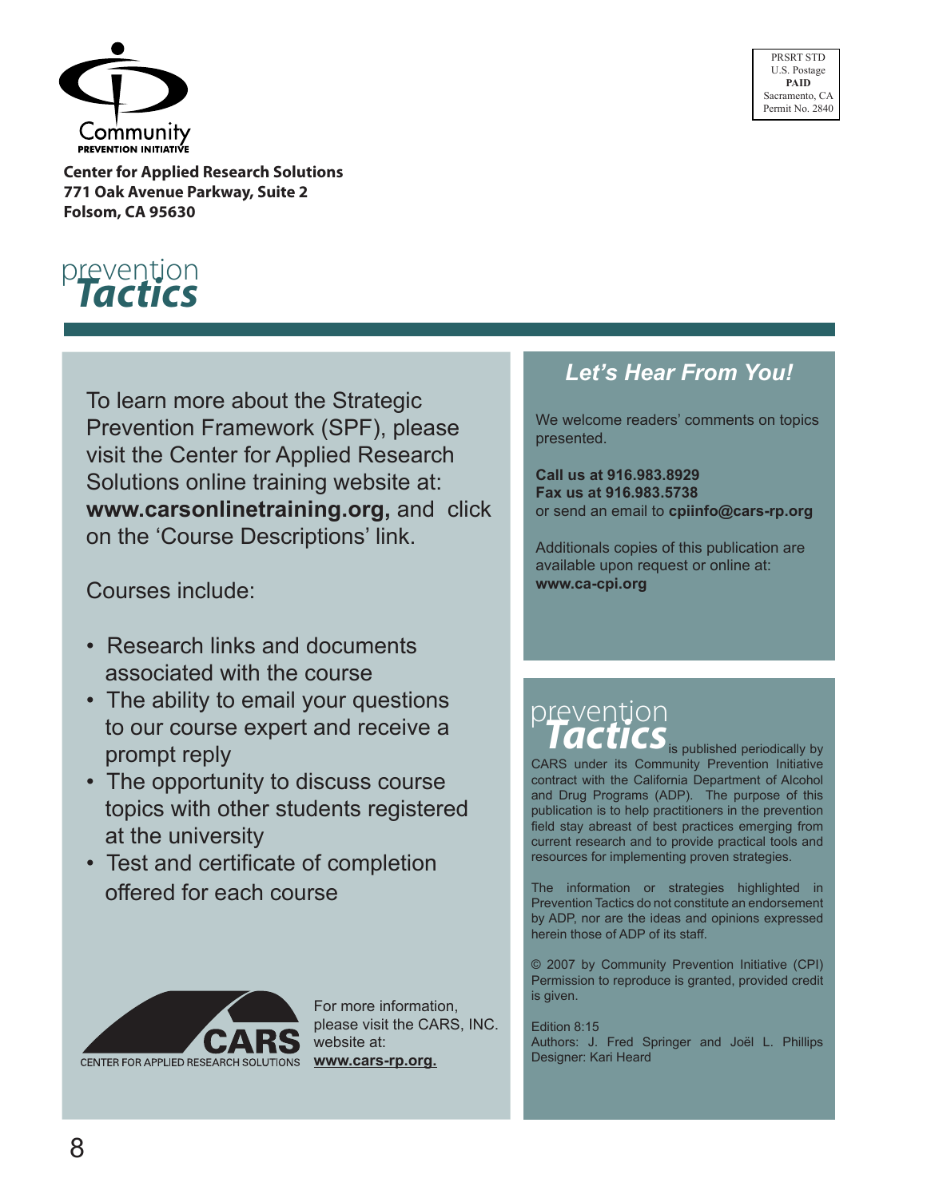Community PREVENTION INITIATIVE

**Center for Applied Research Solutions**
**771 Oak Avenue Parkway, Suite 2**
**Folsom, CA 95630**

PRSRT STD
U.S. Postage
**PAID**
Sacramento, CA
Permit No. 2840

# prevention *Tactics*

To learn more about the Strategic Prevention Framework (SPF), please visit the Center for Applied Research Solutions online training website at: **www.carsonlinetraining.org,** and click on the 'Course Descriptions' link.

Courses include:

- Research links and documents associated with the course
- The ability to email your questions to our course expert and receive a prompt reply
- The opportunity to discuss course topics with other students registered at the university
- Test and certificate of completion offered for each course

CARS
CENTER FOR APPLIED RESEARCH SOLUTIONS

For more information, please visit the CARS, INC. website at: **www.cars-rp.org.**

## *Let's Hear From You!*

We welcome readers' comments on topics presented.

**Call us at 916.983.8929**
**Fax us at 916.983.5738**
or send an email to **cpiinfo@cars-rp.org**

Additionals copies of this publication are available upon request or online at: **www.ca-cpi.org**

prevention *Tactics* is published periodically by CARS under its Community Prevention Initiative contract with the California Department of Alcohol and Drug Programs (ADP). The purpose of this publication is to help practitioners in the prevention field stay abreast of best practices emerging from current research and to provide practical tools and resources for implementing proven strategies.

The information or strategies highlighted in Prevention Tactics do not constitute an endorsement by ADP, nor are the ideas and opinions expressed herein those of ADP of its staff.

© 2007 by Community Prevention Initiative (CPI) Permission to reproduce is granted, provided credit is given.

Edition 8:15
Authors: J. Fred Springer and Joël L. Phillips
Designer: Kari Heard